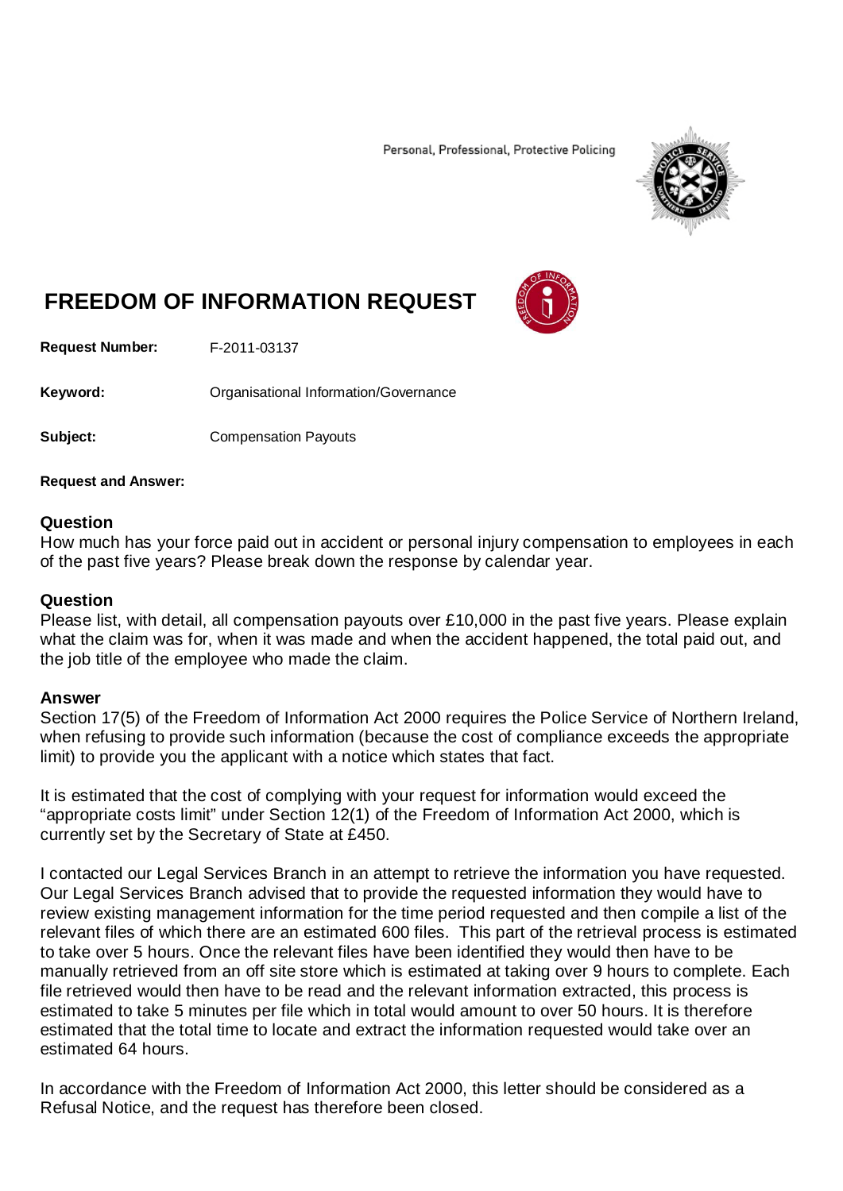Personal, Professional, Protective Policing

# FREEDOM OF INFORMATION REQUEST

**Request Number:** F-2011-03137

**Keyword:** Organisational Information/Governance

**Subject:** Compensation Payouts

**Request and Answer:**

### Question

How much has your force paid out in accident or personal injury compensation to employees in each of the past five years? Please break down the response by calendar year.

### Question

Please list, with detail, all compensation payouts over £10,000 in the past five years. Please explain what the claim was for, when it was made and when the accident happened, the total paid out, and the job title of the employee who made the claim.

### Answer

Section 17(5) of the Freedom of Information Act 2000 requires the Police Service of Northern Ireland, when refusing to provide such information (because the cost of compliance exceeds the appropriate limit) to provide you the applicant with a notice which states that fact.

It is estimated that the cost of complying with your request for information would exceed the "appropriate costs limit" under Section 12(1) of the Freedom of Information Act 2000, which is currently set by the Secretary of State at £450.

I contacted our Legal Services Branch in an attempt to retrieve the information you have requested. Our Legal Services Branch advised that to provide the requested information they would have to review existing management information for the time period requested and then compile a list of the relevant files of which there are an estimated 600 files. This part of the retrieval process is estimated to take over 5 hours. Once the relevant files have been identified they would then have to be manually retrieved from an off site store which is estimated at taking over 9 hours to complete. Each file retrieved would then have to be read and the relevant information extracted, this process is estimated to take 5 minutes per file which in total would amount to over 50 hours. It is therefore estimated that the total time to locate and extract the information requested would take over an estimated 64 hours.

In accordance with the Freedom of Information Act 2000, this letter should be considered as a Refusal Notice, and the request has therefore been closed.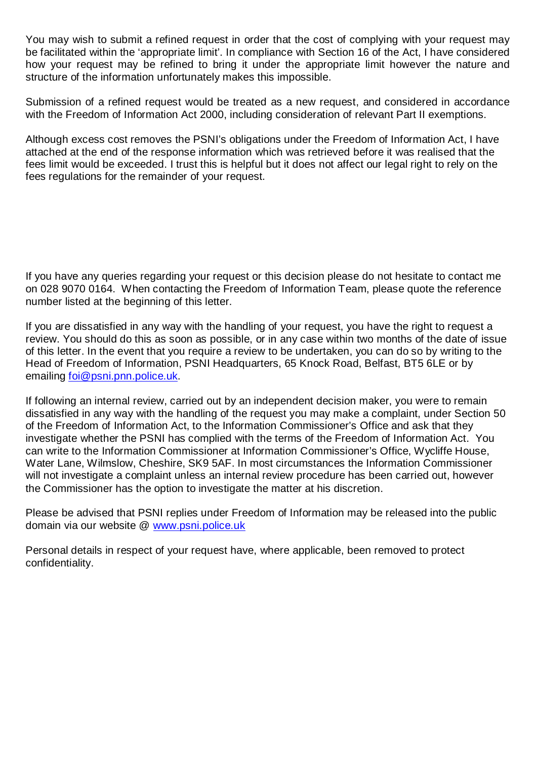You may wish to submit a refined request in order that the cost of complying with your request may be facilitated within the 'appropriate limit'. In compliance with Section 16 of the Act, I have considered how your request may be refined to bring it under the appropriate limit however the nature and structure of the information unfortunately makes this impossible.

Submission of a refined request would be treated as a new request, and considered in accordance with the Freedom of Information Act 2000, including consideration of relevant Part II exemptions.

Although excess cost removes the PSNI's obligations under the Freedom of Information Act, I have attached at the end of the response information which was retrieved before it was realised that the fees limit would be exceeded. I trust this is helpful but it does not affect our legal right to rely on the fees regulations for the remainder of your request.

If you have any queries regarding your request or this decision please do not hesitate to contact me on 028 9070 0164. When contacting the Freedom of Information Team, please quote the reference number listed at the beginning of this letter.

If you are dissatisfied in any way with the handling of your request, you have the right to request a review. You should do this as soon as possible, or in any case within two months of the date of issue of this letter. In the event that you require a review to be undertaken, you can do so by writing to the Head of Freedom of Information, PSNI Headquarters, 65 Knock Road, Belfast, BT5 6LE or by emailing [foi@psni.pnn.police.uk](mailto:foi@psni.pnn.police.uk).

If following an internal review, carried out by an independent decision maker, you were to remain dissatisfied in any way with the handling of the request you may make a complaint, under Section 50 of the Freedom of Information Act, to the Information Commissioner's Office and ask that they investigate whether the PSNI has complied with the terms of the Freedom of Information Act. You can write to the Information Commissioner at Information Commissioner's Office, Wycliffe House, Water Lane, Wilmslow, Cheshire, SK9 5AF. In most circumstances the Information Commissioner will not investigate a complaint unless an internal review procedure has been carried out, however the Commissioner has the option to investigate the matter at his discretion.

Please be advised that PSNI replies under Freedom of Information may be released into the public domain via our website @ [www.psni.police.uk](http://www.psni.police.uk)

Personal details in respect of your request have, where applicable, been removed to protect confidentiality.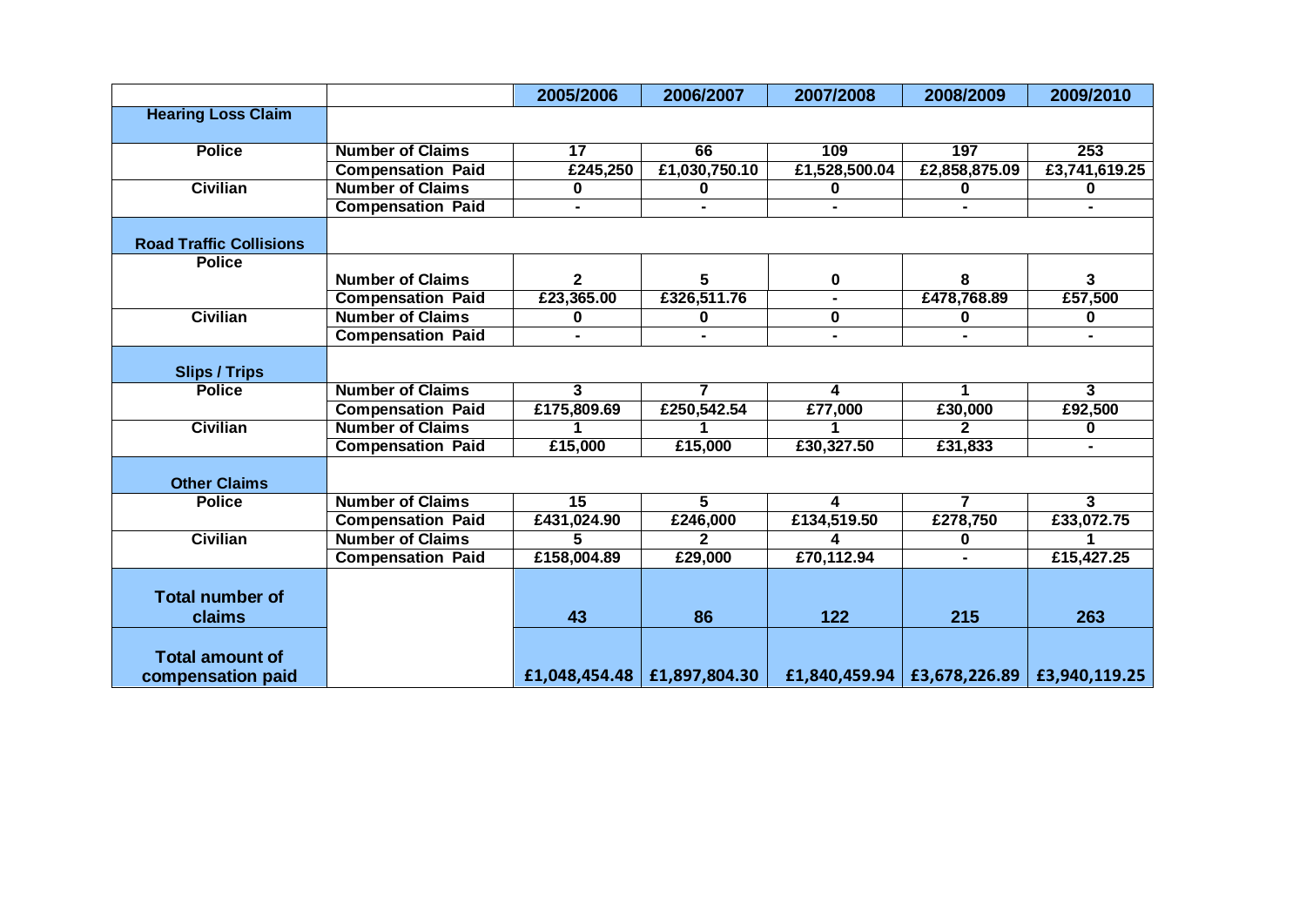| | | 2005/2006 | 2006/2007 | 2007/2008 | 2008/2009 | 2009/2010 |
|---|---|---|---|---|---|---|
| **Hearing Loss Claim** | | | | | | |
| **Police** | **Number of Claims** | **17** | **66** | **109** | **197** | **253** |
| | **Compensation Paid** | **£245,250** | **£1,030,750.10** | **£1,528,500.04** | **£2,858,875.09** | **£3,741,619.25** |
| **Civilian** | **Number of Claims** | **0** | **0** | **0** | **0** | **0** |
| | **Compensation Paid** | **-** | **-** | **-** | **-** | **-** |
| **Road Traffic Collisions** | | | | | | |
| **Police** | **Number of Claims** | **2** | **5** | **0** | **8** | **3** |
| | **Compensation Paid** | **£23,365.00** | **£326,511.76** | **-** | **£478,768.89** | **£57,500** |
| **Civilian** | **Number of Claims** | **0** | **0** | **0** | **0** | **0** |
| | **Compensation Paid** | **-** | **-** | **-** | **-** | **-** |
| **Slips / Trips** | | | | | | |
| **Police** | **Number of Claims** | **3** | **7** | **4** | **1** | **3** |
| | **Compensation Paid** | **£175,809.69** | **£250,542.54** | **£77,000** | **£30,000** | **£92,500** |
| **Civilian** | **Number of Claims** | **1** | **1** | **1** | **2** | **0** |
| | **Compensation Paid** | **£15,000** | **£15,000** | **£30,327.50** | **£31,833** | **-** |
| **Other Claims** | | | | | | |
| **Police** | **Number of Claims** | **15** | **5** | **4** | **7** | **3** |
| | **Compensation Paid** | **£431,024.90** | **£246,000** | **£134,519.50** | **£278,750** | **£33,072.75** |
| **Civilian** | **Number of Claims** | **5** | **2** | **4** | **0** | **1** |
| | **Compensation Paid** | **£158,004.89** | **£29,000** | **£70,112.94** | **-** | **£15,427.25** |
| **Total number of claims** | | **43** | **86** | **122** | **215** | **263** |
| **Total amount of compensation paid** | | **£1,048,454.48** | **£1,897,804.30** | **£1,840,459.94** | **£3,678,226.89** | **£3,940,119.25** |